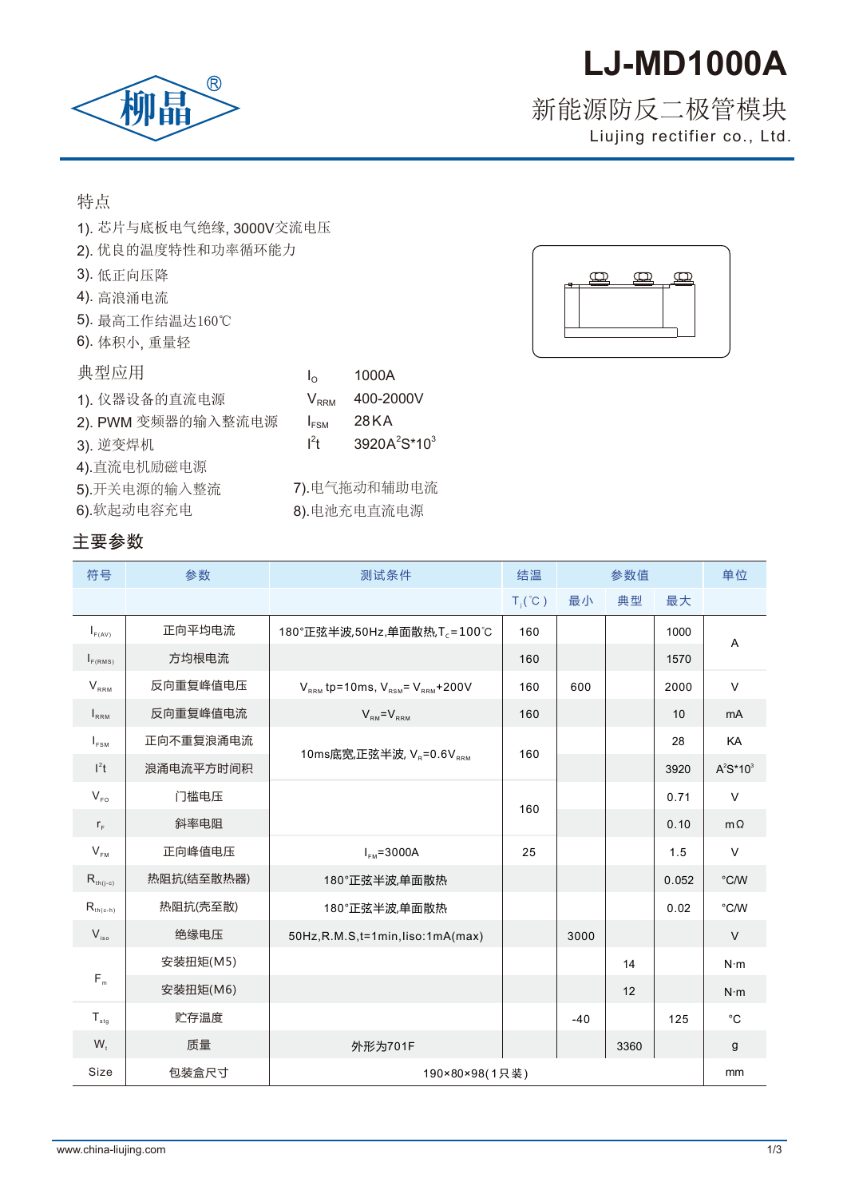# LJ-MD1000A

## 新能源防反二极管模块

Liujing rectifier co., Ltd.

### 特点

1). 芯片与底板电气绝缘, 3000V交流电压
2). 优良的温度特性和功率循环能力
3). 低正向压降
4). 高浪涌电流
5). 最高工作结温达160℃
6). 体积小, 重量轻

### 典型应用

1). 仪器设备的直流电源
2). PWM 变频器的输入整流电源
3). 逆变焊机
4).直流电机励磁电源
5).开关电源的输入整流
6).软起动电容充电
7).电气拖动和辅助电流
8).电池充电直流电源

| | |
|---|---|
| $I_O$ | 1000A |
| $V_{RRM}$ | 400-2000V |
| $I_{FSM}$ | 28KA |
| $I^2t$ | 3920A$^2$S*10$^3$ |

### 主要参数

| 符号 | 参数 | 测试条件 | 结温 | 参数值 | | | 单位 |
|---|---|---|---|---|---|---|---|
| | | | $T_j$(℃) | 最小 | 典型 | 最大 | |
| $I_{F(AV)}$ | 正向平均电流 | 180°正弦半波,50Hz,单面散热,$T_c$=100℃ | 160 | | | 1000 | A |
| $I_{F(RMS)}$ | 方均根电流 | | 160 | | | 1570 | |
| $V_{RRM}$ | 反向重复峰值电压 | $V_{RRM}$ tp=10ms, $V_{RSM}$= $V_{RRM}$+200V | 160 | 600 | | 2000 | V |
| $I_{RRM}$ | 反向重复峰值电流 | $V_{RM}$=$V_{RRM}$ | 160 | | | 10 | mA |
| $I_{FSM}$ | 正向不重复浪涌电流 | 10ms底宽,正弦半波, $V_R$=0.6$V_{RRM}$ | 160 | | | 28 | KA |
| $I^2t$ | 浪涌电流平方时间积 | | | | | 3920 | A$^2$S*10$^3$ |
| $V_{FO}$ | 门槛电压 | | 160 | | | 0.71 | V |
| $r_F$ | 斜率电阻 | | | | | 0.10 | mΩ |
| $V_{FM}$ | 正向峰值电压 | $I_{FM}$=3000A | 25 | | | 1.5 | V |
| $R_{th(j-c)}$ | 热阻抗(结至散热器) | 180°正弦半波,单面散热 | | | | 0.052 | °C/W |
| $R_{th(c-h)}$ | 热阻抗(壳至散) | 180°正弦半波,单面散热 | | | | 0.02 | °C/W |
| $V_{iso}$ | 绝缘电压 | 50Hz,R.M.S,t=1min,Iiso:1mA(max) | | 3000 | | | V |
| $F_m$ | 安装扭矩(M5) | | | | 14 | | N·m |
| | 安装扭矩(M6) | | | | 12 | | N·m |
| $T_{stg}$ | 贮存温度 | | | -40 | | 125 | °C |
| $W_t$ | 质量 | 外形为701F | | | 3360 | | g |
| Size | 包装盒尺寸 | 190×80×98(1只装) | | | | | mm |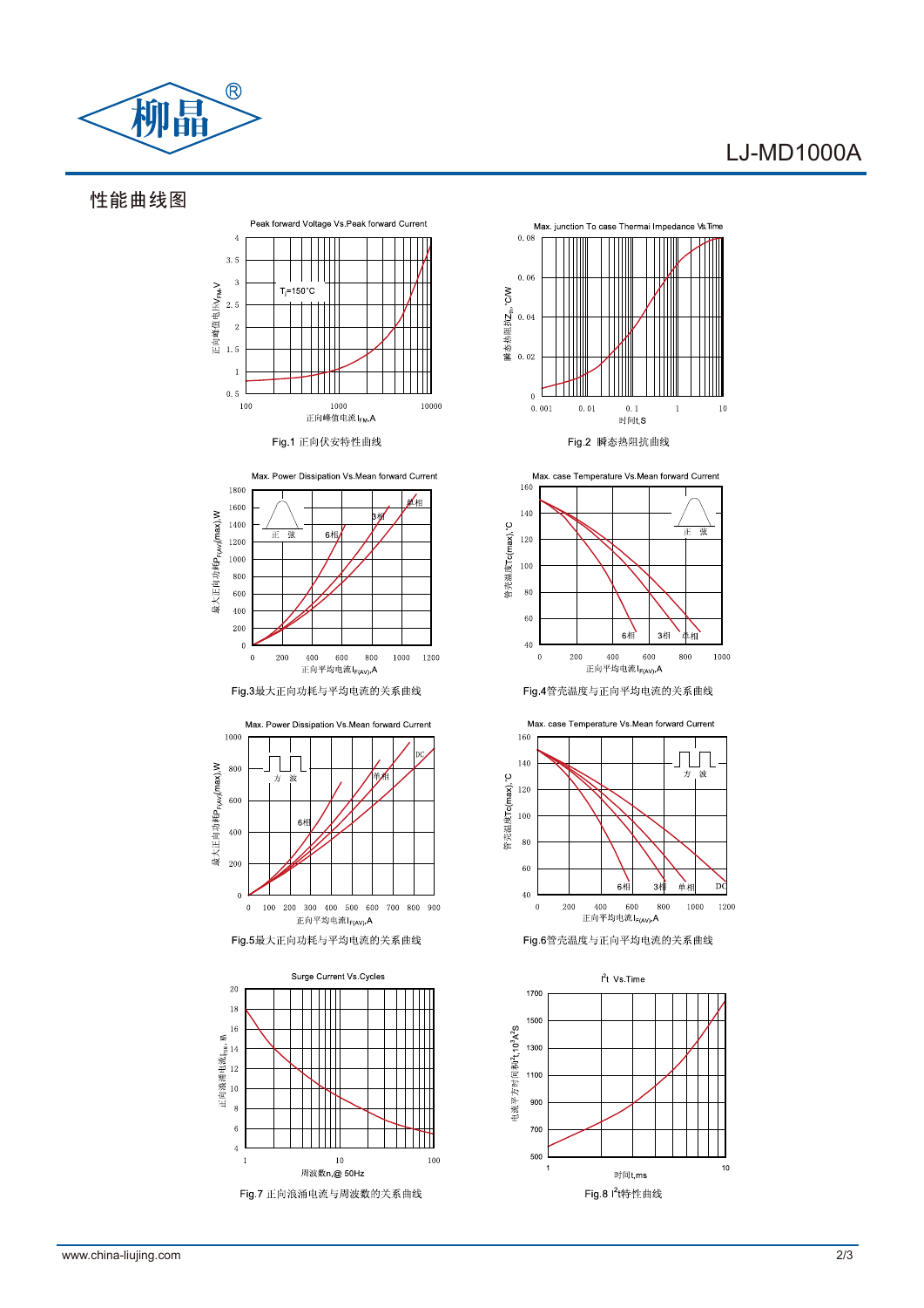# 性能曲线图

Fig.1 正向伏安特性曲线

Fig.2 瞬态热阻抗曲线

Fig.3最大正向功耗与平均电流的关系曲线

Fig.4管壳温度与正向平均电流的关系曲线

Fig.5最大正向功耗与平均电流的关系曲线

Fig.6管壳温度与正向平均电流的关系曲线

Fig.7 正向浪涌电流与周波数的关系曲线

Fig.8 $I^2t$特性曲线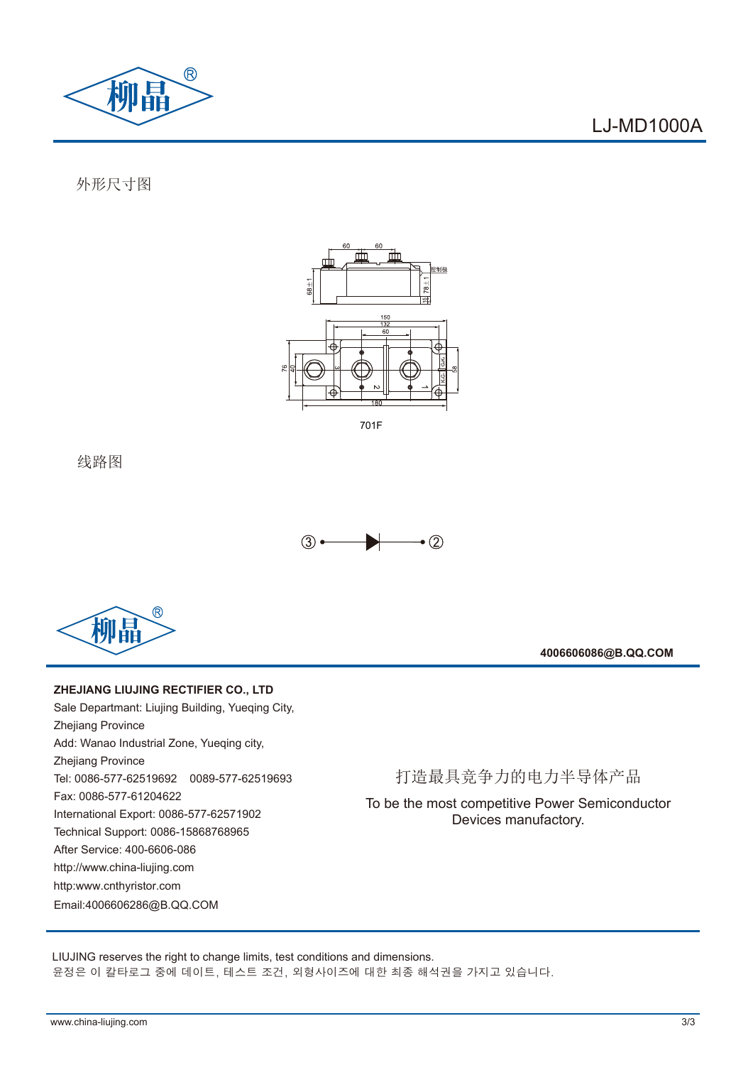# LJ-MD1000A

## 外形尺寸图

60
60
控制极
68±1
78±1
15
150
132
60
76
40
3
2
1
G/K
K/G
58
180

701F

## 线路图

③ ② 

4006606086@B.QQ.COM

**ZHEJIANG LIUJING RECTIFIER CO., LTD**

Sale Departmant: Liujing Building, Yueqing City, Zhejiang Province
Add: Wanao Industrial Zone, Yueqing city, Zhejiang Province
Tel: 0086-577-62519692 0089-577-62519693
Fax: 0086-577-61204622
International Export: 0086-577-62571902
Technical Support: 0086-15868768965
After Service: 400-6606-086
http://www.china-liujing.com
http:www.cnthyristor.com
Email:4006606286@B.QQ.COM

打造最具竞争力的电力半导体产品

To be the most competitive Power Semiconductor Devices manufactory.

LIUJING reserves the right to change limits, test conditions and dimensions.
윤정은 이 칼타로그 중에 데이트, 테스트 조건, 외형사이즈에 대한 최종 해석권을 가지고 있습니다.